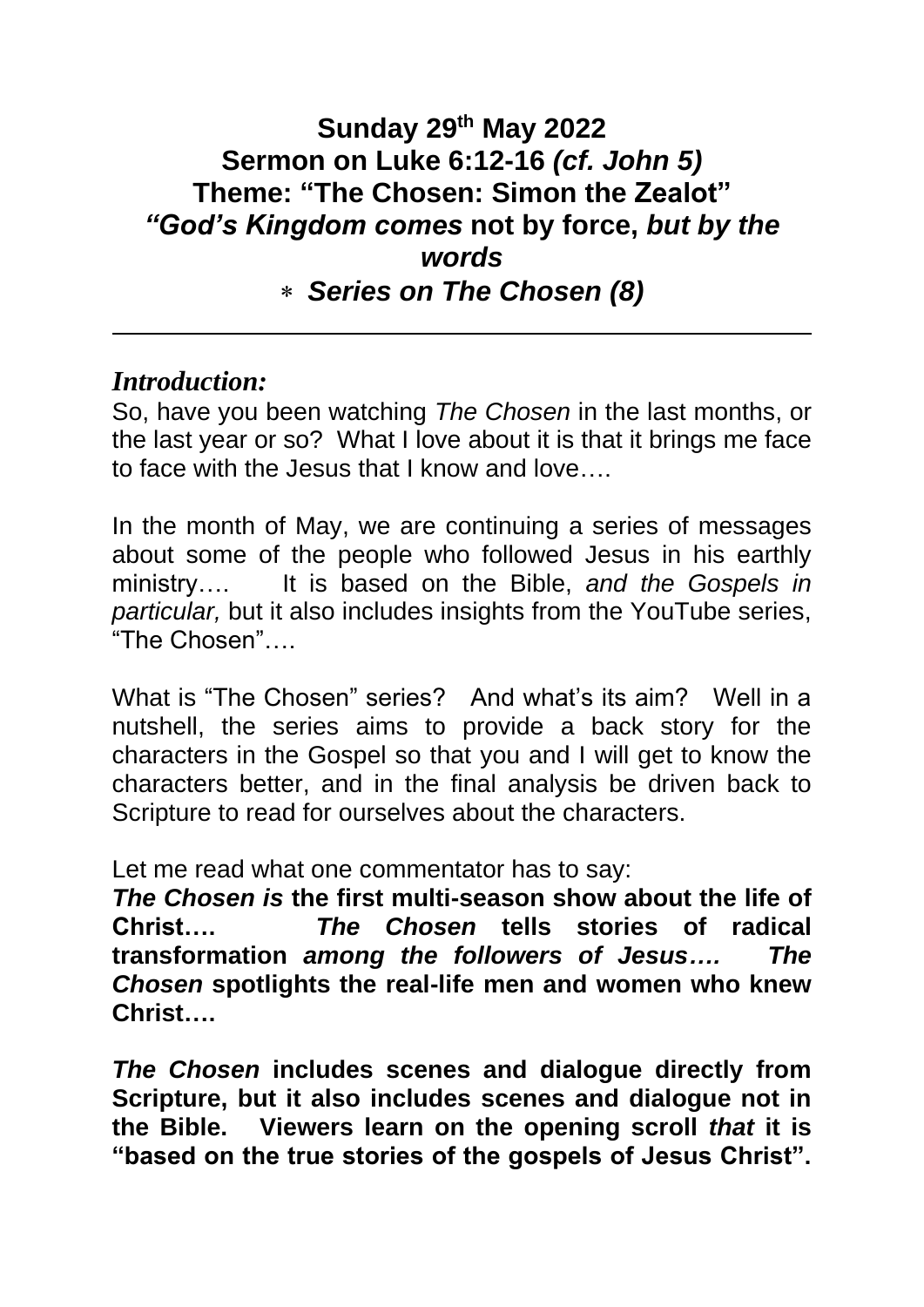# Sunday 29th May 2022
## Sermon on Luke 6:12-16 *(cf. John 5)*
## Theme: "The Chosen: Simon the Zealot"
## *"God's Kingdom comes* not by force, *but by the words*
## * *Series on The Chosen (8)*

---

***Introduction:***

So, have you been watching *The Chosen* in the last months, or the last year or so? What I love about it is that it brings me face to face with the Jesus that I know and love….

In the month of May, we are continuing a series of messages about some of the people who followed Jesus in his earthly ministry…. It is based on the Bible, *and the Gospels in particular,* but it also includes insights from the YouTube series, "The Chosen"….

What is "The Chosen" series? And what's its aim? Well in a nutshell, the series aims to provide a back story for the characters in the Gospel so that you and I will get to know the characters better, and in the final analysis be driven back to Scripture to read for ourselves about the characters.

Let me read what one commentator has to say:

***The Chosen is* the first multi-season show about the life of Christ…. *The Chosen* tells stories of radical transformation *among the followers of Jesus…. The Chosen* spotlights the real-life men and women who knew Christ….**

***The Chosen* includes scenes and dialogue directly from Scripture, but it also includes scenes and dialogue not in the Bible. Viewers learn on the opening scroll *that* it is "based on the true stories of the gospels of Jesus Christ".**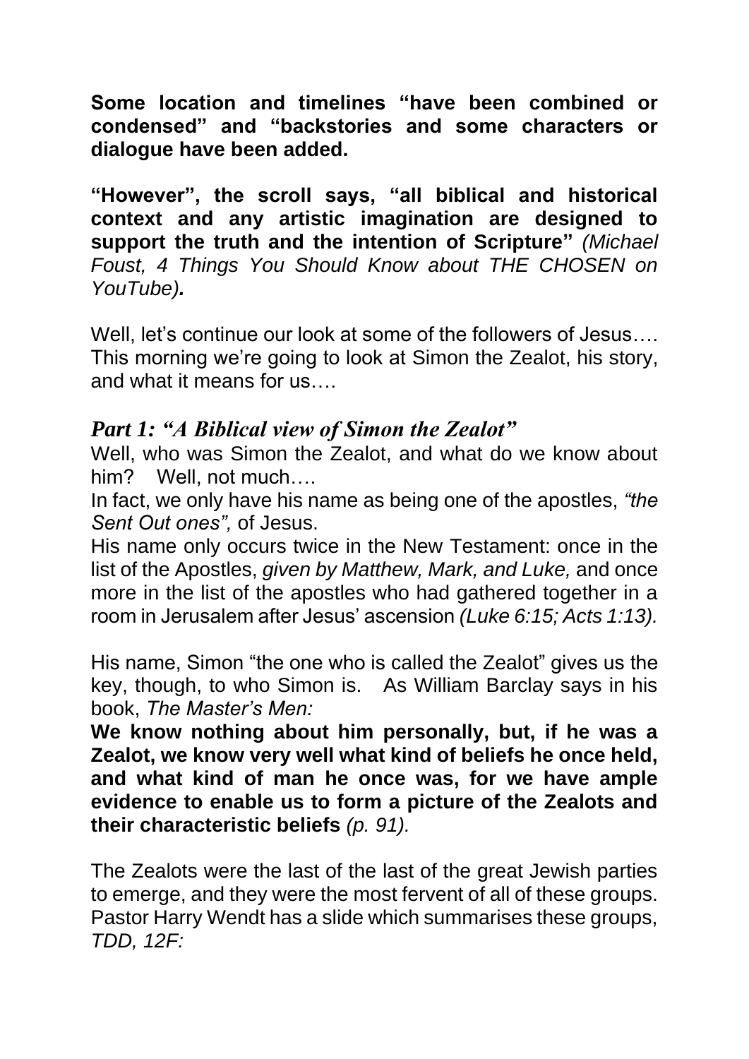**Some location and timelines "have been combined or condensed" and "backstories and some characters or dialogue have been added.**

**"However", the scroll says, "all biblical and historical context and any artistic imagination are designed to support the truth and the intention of Scripture"** *(Michael Foust, 4 Things You Should Know about THE CHOSEN on YouTube)**.***

Well, let's continue our look at some of the followers of Jesus…. This morning we're going to look at Simon the Zealot, his story, and what it means for us….

### *Part 1: "A Biblical view of Simon the Zealot"*

Well, who was Simon the Zealot, and what do we know about him? Well, not much….

In fact, we only have his name as being one of the apostles, *"the Sent Out ones",* of Jesus.

His name only occurs twice in the New Testament: once in the list of the Apostles, *given by Matthew, Mark, and Luke,* and once more in the list of the apostles who had gathered together in a room in Jerusalem after Jesus' ascension *(Luke 6:15; Acts 1:13).*

His name, Simon "the one who is called the Zealot" gives us the key, though, to who Simon is. As William Barclay says in his book, *The Master's Men:*

**We know nothing about him personally, but, if he was a Zealot, we know very well what kind of beliefs he once held, and what kind of man he once was, for we have ample evidence to enable us to form a picture of the Zealots and their characteristic beliefs** *(p. 91).*

The Zealots were the last of the last of the great Jewish parties to emerge, and they were the most fervent of all of these groups. Pastor Harry Wendt has a slide which summarises these groups, *TDD, 12F:*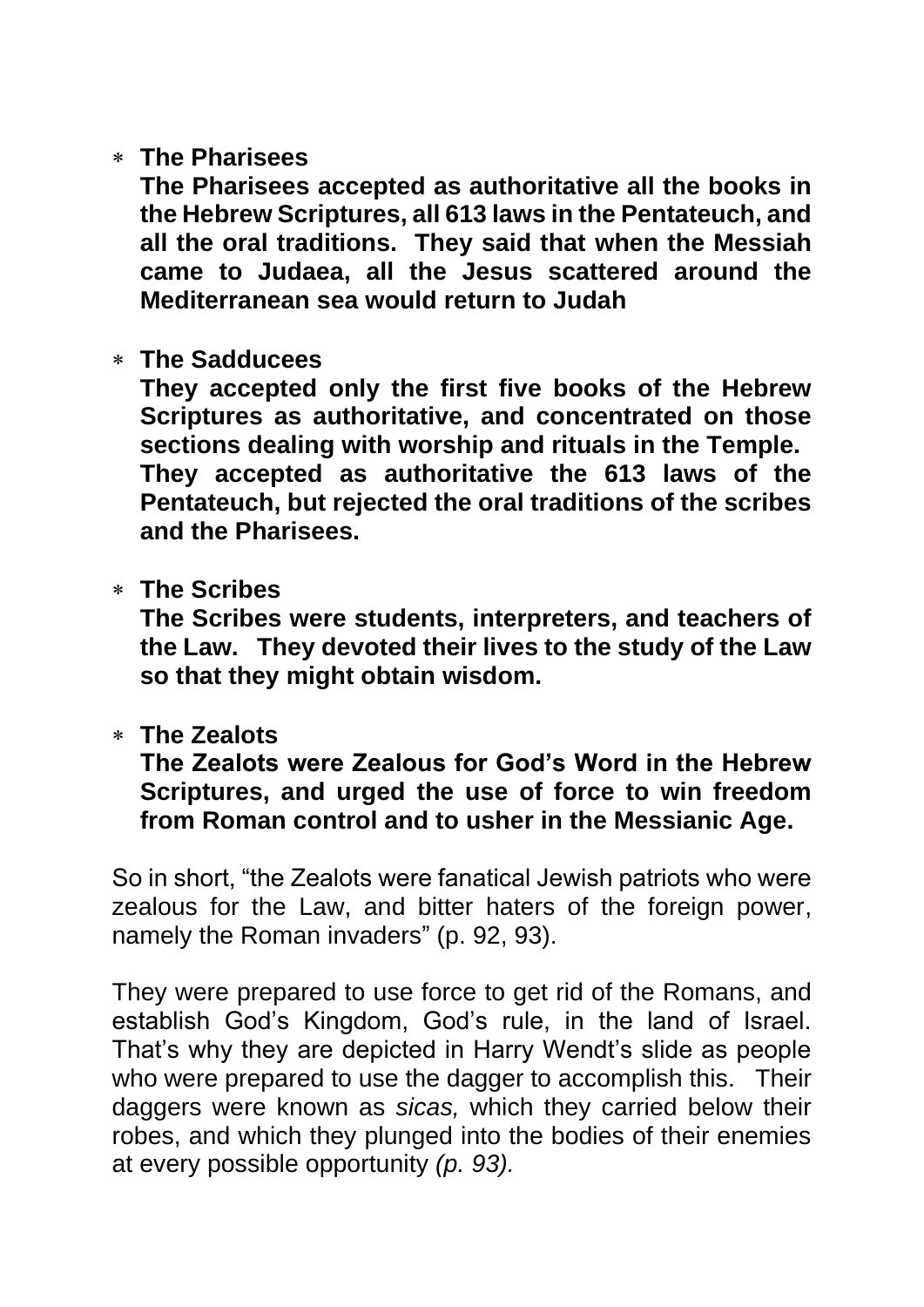- **The Pharisees**
  **The Pharisees accepted as authoritative all the books in the Hebrew Scriptures, all 613 laws in the Pentateuch, and all the oral traditions. They said that when the Messiah came to Judaea, all the Jesus scattered around the Mediterranean sea would return to Judah**

- **The Sadducees**
  **They accepted only the first five books of the Hebrew Scriptures as authoritative, and concentrated on those sections dealing with worship and rituals in the Temple. They accepted as authoritative the 613 laws of the Pentateuch, but rejected the oral traditions of the scribes and the Pharisees.**

- **The Scribes**
  **The Scribes were students, interpreters, and teachers of the Law. They devoted their lives to the study of the Law so that they might obtain wisdom.**

- **The Zealots**
  **The Zealots were Zealous for God's Word in the Hebrew Scriptures, and urged the use of force to win freedom from Roman control and to usher in the Messianic Age.**

So in short, "the Zealots were fanatical Jewish patriots who were zealous for the Law, and bitter haters of the foreign power, namely the Roman invaders" (p. 92, 93).

They were prepared to use force to get rid of the Romans, and establish God's Kingdom, God's rule, in the land of Israel. That's why they are depicted in Harry Wendt's slide as people who were prepared to use the dagger to accomplish this. Their daggers were known as *sicas,* which they carried below their robes, and which they plunged into the bodies of their enemies at every possible opportunity *(p. 93).*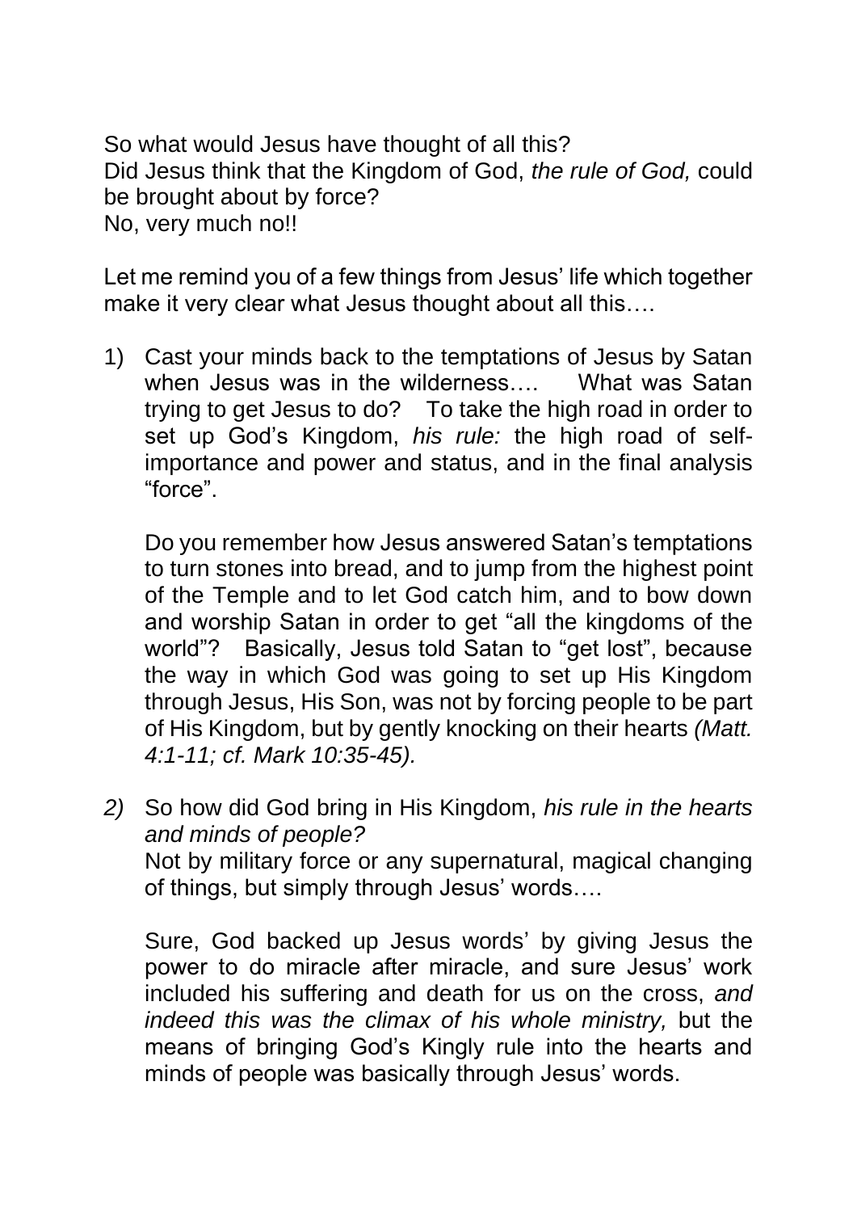So what would Jesus have thought of all this?
Did Jesus think that the Kingdom of God, *the rule of God,* could be brought about by force?
No, very much no!!

Let me remind you of a few things from Jesus' life which together make it very clear what Jesus thought about all this….

1) Cast your minds back to the temptations of Jesus by Satan when Jesus was in the wilderness…. What was Satan trying to get Jesus to do? To take the high road in order to set up God's Kingdom, *his rule:* the high road of self-importance and power and status, and in the final analysis "force".

   Do you remember how Jesus answered Satan's temptations to turn stones into bread, and to jump from the highest point of the Temple and to let God catch him, and to bow down and worship Satan in order to get "all the kingdoms of the world"? Basically, Jesus told Satan to "get lost", because the way in which God was going to set up His Kingdom through Jesus, His Son, was not by forcing people to be part of His Kingdom, but by gently knocking on their hearts *(Matt. 4:1-11; cf. Mark 10:35-45).*

2) So how did God bring in His Kingdom, *his rule in the hearts and minds of people?*
   Not by military force or any supernatural, magical changing of things, but simply through Jesus' words….

   Sure, God backed up Jesus words' by giving Jesus the power to do miracle after miracle, and sure Jesus' work included his suffering and death for us on the cross, *and indeed this was the climax of his whole ministry,* but the means of bringing God's Kingly rule into the hearts and minds of people was basically through Jesus' words.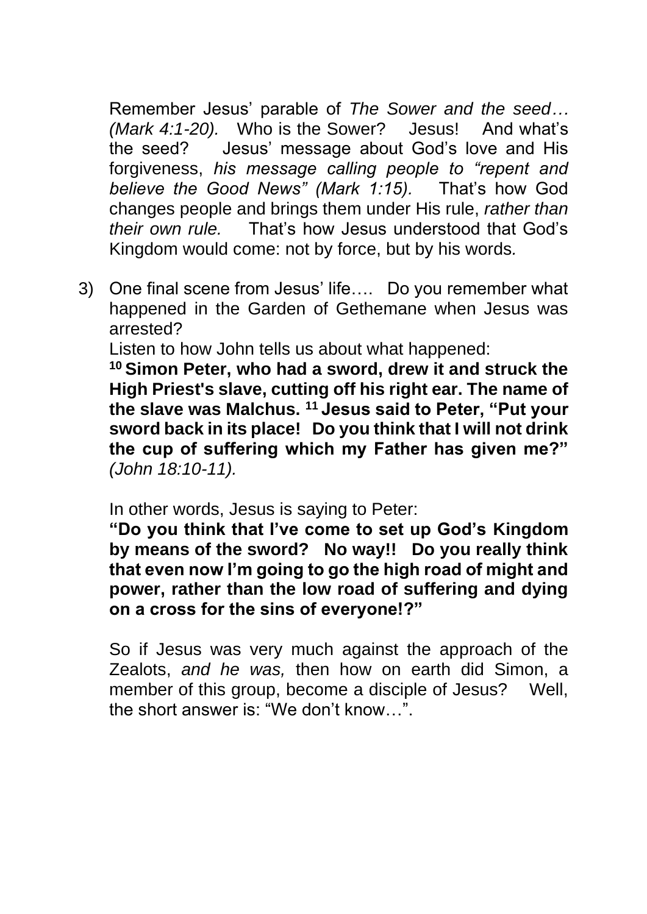Remember Jesus' parable of *The Sower and the seed… (Mark 4:1-20).* Who is the Sower? Jesus! And what's the seed? Jesus' message about God's love and His forgiveness, *his message calling people to "repent and believe the Good News" (Mark 1:15).* That's how God changes people and brings them under His rule, *rather than their own rule.* That's how Jesus understood that God's Kingdom would come: not by force, but by his words*.*

3) One final scene from Jesus' life…. Do you remember what happened in the Garden of Gethemane when Jesus was arrested?

   Listen to how John tells us about what happened:

   **[10] Simon Peter, who had a sword, drew it and struck the High Priest's slave, cutting off his right ear. The name of the slave was Malchus. [11] Jesus said to Peter, "Put your sword back in its place! Do you think that I will not drink the cup of suffering which my Father has given me?"** *(John 18:10-11).*

   In other words, Jesus is saying to Peter:

   **"Do you think that I've come to set up God's Kingdom by means of the sword? No way!! Do you really think that even now I'm going to go the high road of might and power, rather than the low road of suffering and dying on a cross for the sins of everyone!?"**

   So if Jesus was very much against the approach of the Zealots, *and he was,* then how on earth did Simon, a member of this group, become a disciple of Jesus? Well, the short answer is: "We don't know…".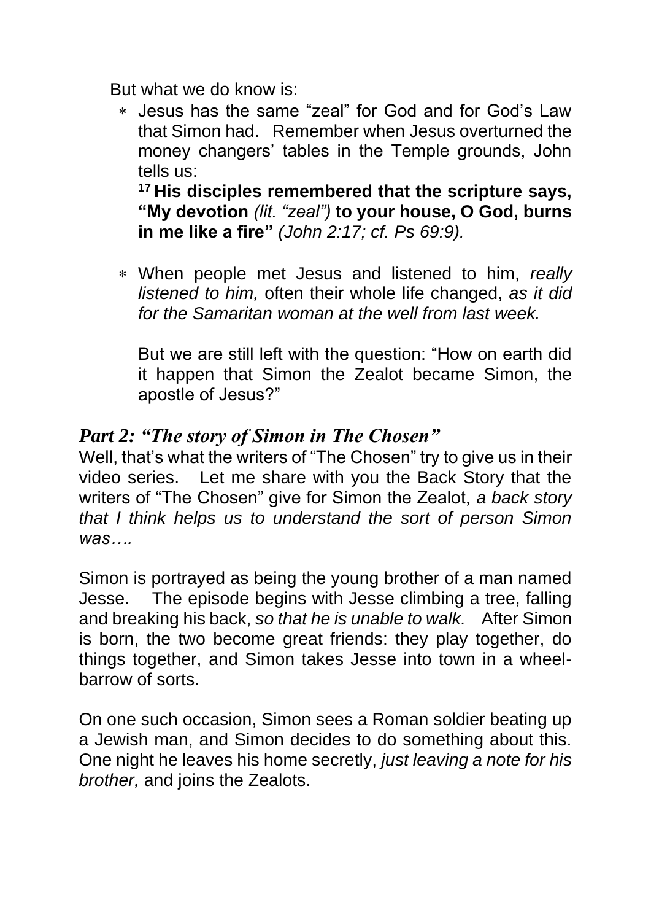But what we do know is:

- Jesus has the same "zeal" for God and for God's Law that Simon had. Remember when Jesus overturned the money changers' tables in the Temple grounds, John tells us:
  **[17] His disciples remembered that the scripture says, "My devotion** *(lit. "zeal")* **to your house, O God, burns in me like a fire"** *(John 2:17; cf. Ps 69:9).*

- When people met Jesus and listened to him, *really listened to him,* often their whole life changed, *as it did for the Samaritan woman at the well from last week.*

  But we are still left with the question: "How on earth did it happen that Simon the Zealot became Simon, the apostle of Jesus?"

## *Part 2: "The story of Simon in The Chosen"*

Well, that's what the writers of "The Chosen" try to give us in their video series. Let me share with you the Back Story that the writers of "The Chosen" give for Simon the Zealot, *a back story that I think helps us to understand the sort of person Simon was….*

Simon is portrayed as being the young brother of a man named Jesse. The episode begins with Jesse climbing a tree, falling and breaking his back, *so that he is unable to walk.* After Simon is born, the two become great friends: they play together, do things together, and Simon takes Jesse into town in a wheel-barrow of sorts.

On one such occasion, Simon sees a Roman soldier beating up a Jewish man, and Simon decides to do something about this. One night he leaves his home secretly, *just leaving a note for his brother,* and joins the Zealots.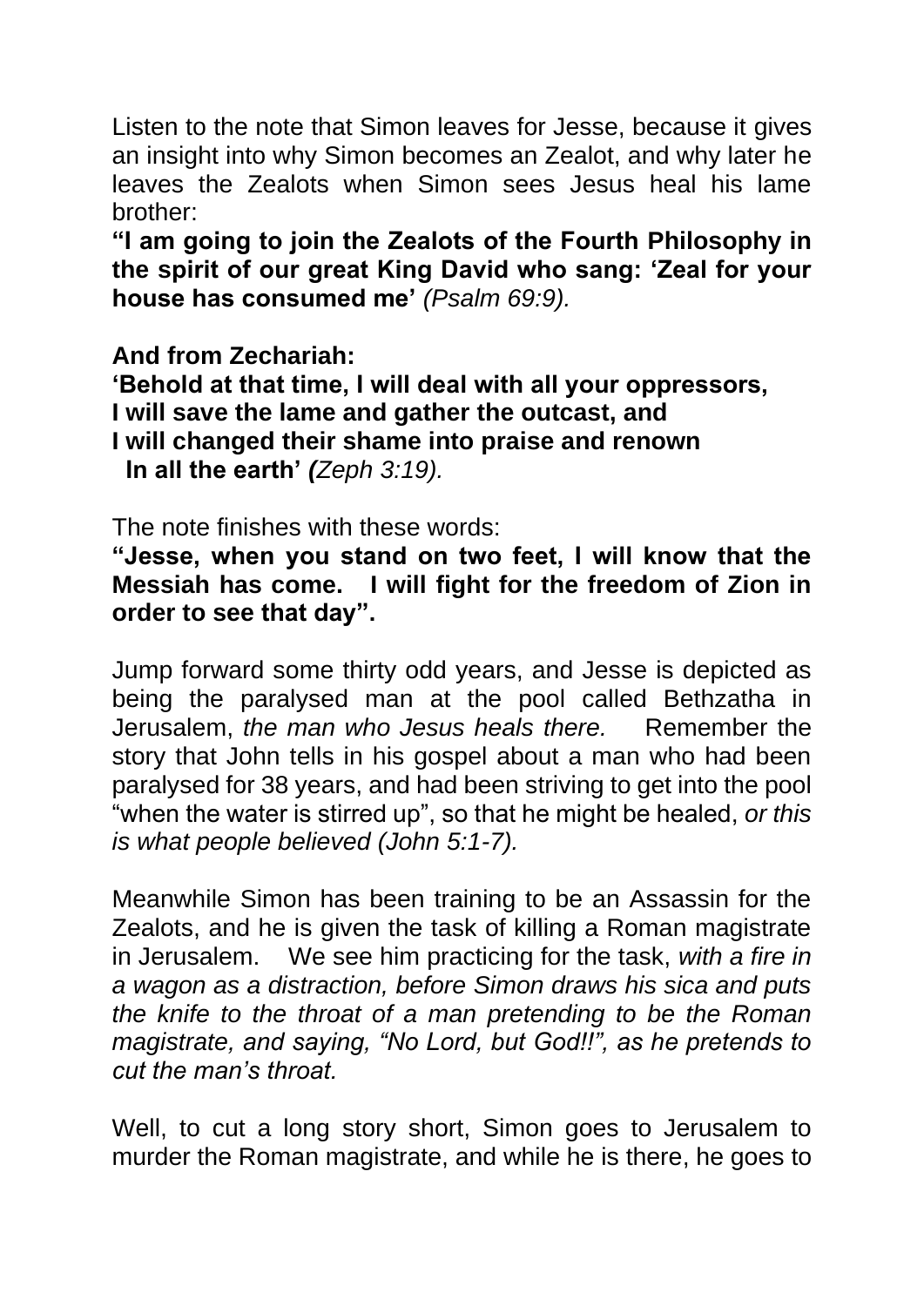Listen to the note that Simon leaves for Jesse, because it gives an insight into why Simon becomes an Zealot, and why later he leaves the Zealots when Simon sees Jesus heal his lame brother:

**"I am going to join the Zealots of the Fourth Philosophy in the spirit of our great King David who sang: 'Zeal for your house has consumed me'** *(Psalm 69:9).*

**And from Zechariah:**
**'Behold at that time, I will deal with all your oppressors,**
**I will save the lame and gather the outcast, and**
**I will changed their shame into praise and renown**
**In all the earth'** ***(****Zeph 3:19).*

The note finishes with these words:

**"Jesse, when you stand on two feet, I will know that the Messiah has come. I will fight for the freedom of Zion in order to see that day".**

Jump forward some thirty odd years, and Jesse is depicted as being the paralysed man at the pool called Bethzatha in Jerusalem, *the man who Jesus heals there.* Remember the story that John tells in his gospel about a man who had been paralysed for 38 years, and had been striving to get into the pool "when the water is stirred up", so that he might be healed, *or this is what people believed (John 5:1-7).*

Meanwhile Simon has been training to be an Assassin for the Zealots, and he is given the task of killing a Roman magistrate in Jerusalem. We see him practicing for the task, *with a fire in a wagon as a distraction, before Simon draws his sica and puts the knife to the throat of a man pretending to be the Roman magistrate, and saying, "No Lord, but God!!", as he pretends to cut the man's throat.*

Well, to cut a long story short, Simon goes to Jerusalem to murder the Roman magistrate, and while he is there, he goes to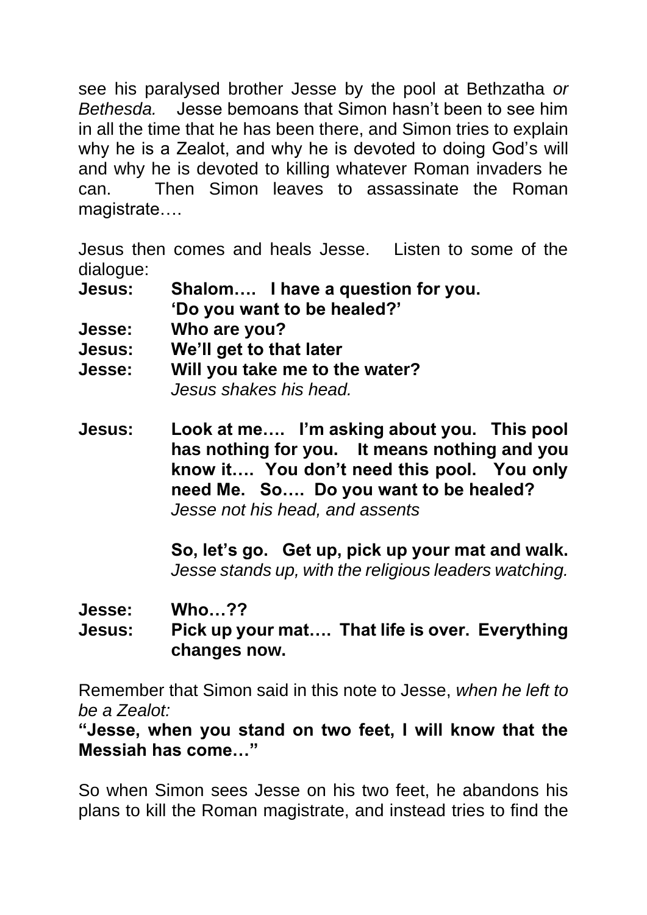see his paralysed brother Jesse by the pool at Bethzatha *or Bethesda.* Jesse bemoans that Simon hasn't been to see him in all the time that he has been there, and Simon tries to explain why he is a Zealot, and why he is devoted to doing God's will and why he is devoted to killing whatever Roman invaders he can. Then Simon leaves to assassinate the Roman magistrate….

Jesus then comes and heals Jesse. Listen to some of the dialogue:

**Jesus:** **Shalom…. I have a question for you. 'Do you want to be healed?'**
**Jesse:** **Who are you?**
**Jesus:** **We'll get to that later**
**Jesse:** **Will you take me to the water?**
*Jesus shakes his head.*

**Jesus:** **Look at me…. I'm asking about you. This pool has nothing for you. It means nothing and you know it…. You don't need this pool. You only need Me. So…. Do you want to be healed?**
*Jesse not his head, and assents*

**So, let's go. Get up, pick up your mat and walk.**
*Jesse stands up, with the religious leaders watching.*

**Jesse:** **Who…??**
**Jesus:** **Pick up your mat…. That life is over. Everything changes now.**

Remember that Simon said in this note to Jesse, *when he left to be a Zealot:*
**"Jesse, when you stand on two feet, I will know that the Messiah has come…"**

So when Simon sees Jesse on his two feet, he abandons his plans to kill the Roman magistrate, and instead tries to find the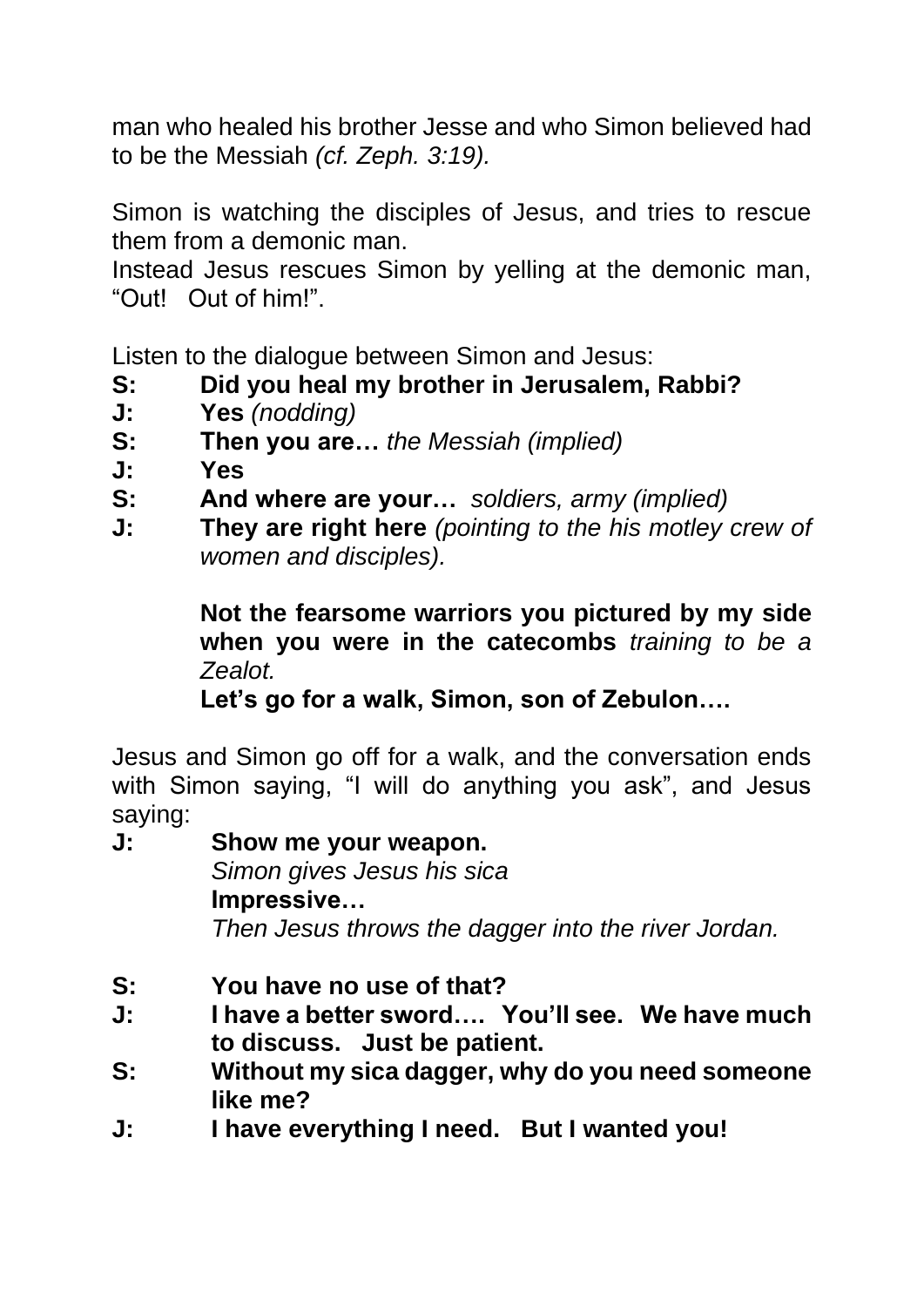man who healed his brother Jesse and who Simon believed had to be the Messiah *(cf. Zeph. 3:19).*

Simon is watching the disciples of Jesus, and tries to rescue them from a demonic man.
Instead Jesus rescues Simon by yelling at the demonic man, "Out! Out of him!".

Listen to the dialogue between Simon and Jesus:

**S:** **Did you heal my brother in Jerusalem, Rabbi?**
**J:** **Yes** *(nodding)*
**S:** **Then you are…** *the Messiah (implied)*
**J:** **Yes**
**S:** **And where are your…** *soldiers, army (implied)*
**J:** **They are right here** *(pointing to the his motley crew of women and disciples).*

**Not the fearsome warriors you pictured by my side when you were in the catecombs** *training to be a Zealot.*
**Let's go for a walk, Simon, son of Zebulon….**

Jesus and Simon go off for a walk, and the conversation ends with Simon saying, "I will do anything you ask", and Jesus saying:

**J:** **Show me your weapon.**
*Simon gives Jesus his sica*
**Impressive…**
*Then Jesus throws the dagger into the river Jordan.*

**S:** **You have no use of that?**
**J:** **I have a better sword…. You'll see. We have much to discuss. Just be patient.**
**S:** **Without my sica dagger, why do you need someone like me?**
**J:** **I have everything I need. But I wanted you!**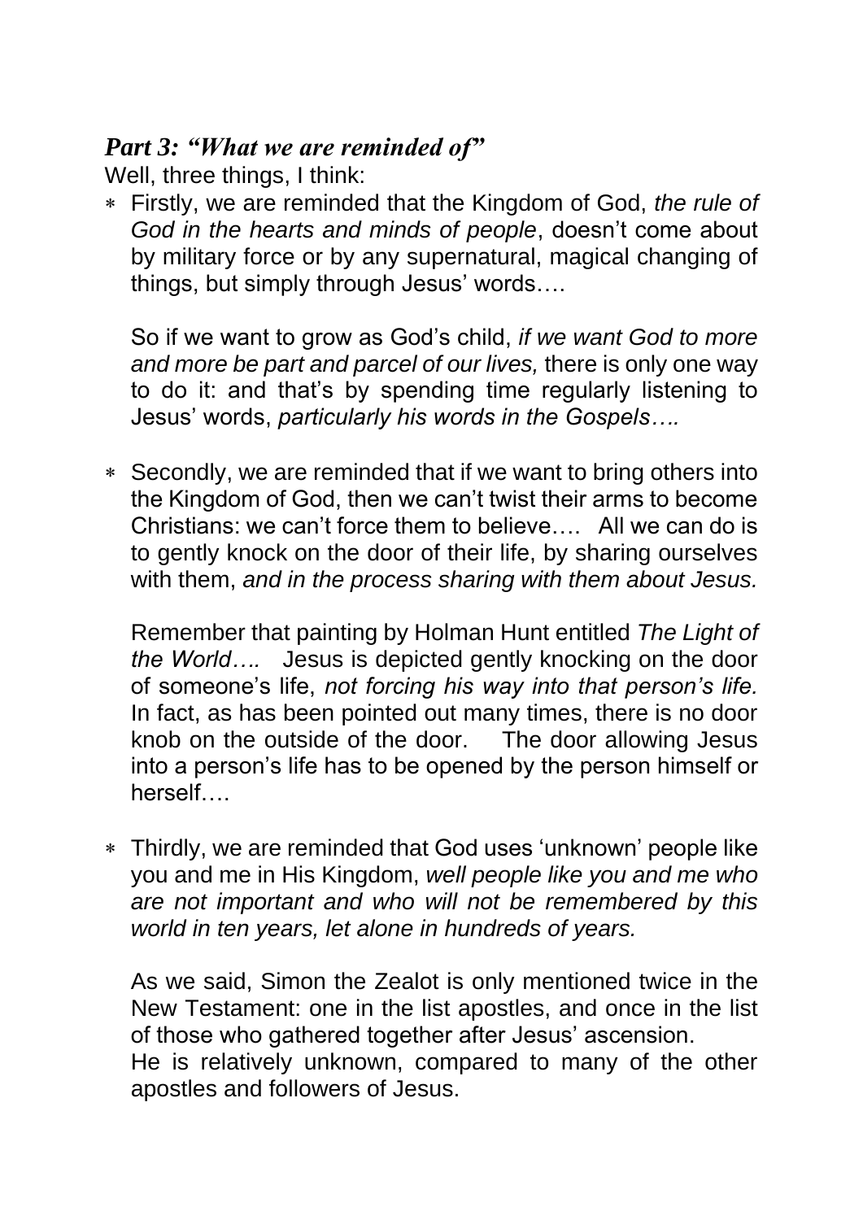### ***Part 3: "What we are reminded of"***

Well, three things, I think:

* Firstly, we are reminded that the Kingdom of God, *the rule of God in the hearts and minds of people*, doesn't come about by military force or by any supernatural, magical changing of things, but simply through Jesus' words….

  So if we want to grow as God's child, *if we want God to more and more be part and parcel of our lives,* there is only one way to do it: and that's by spending time regularly listening to Jesus' words, *particularly his words in the Gospels….*

* Secondly, we are reminded that if we want to bring others into the Kingdom of God, then we can't twist their arms to become Christians: we can't force them to believe…. All we can do is to gently knock on the door of their life, by sharing ourselves with them, *and in the process sharing with them about Jesus.*

  Remember that painting by Holman Hunt entitled *The Light of the World….* Jesus is depicted gently knocking on the door of someone's life, *not forcing his way into that person's life.* In fact, as has been pointed out many times, there is no door knob on the outside of the door. The door allowing Jesus into a person's life has to be opened by the person himself or herself….

* Thirdly, we are reminded that God uses 'unknown' people like you and me in His Kingdom, *well people like you and me who are not important and who will not be remembered by this world in ten years, let alone in hundreds of years.*

  As we said, Simon the Zealot is only mentioned twice in the New Testament: one in the list apostles, and once in the list of those who gathered together after Jesus' ascension.
  He is relatively unknown, compared to many of the other apostles and followers of Jesus.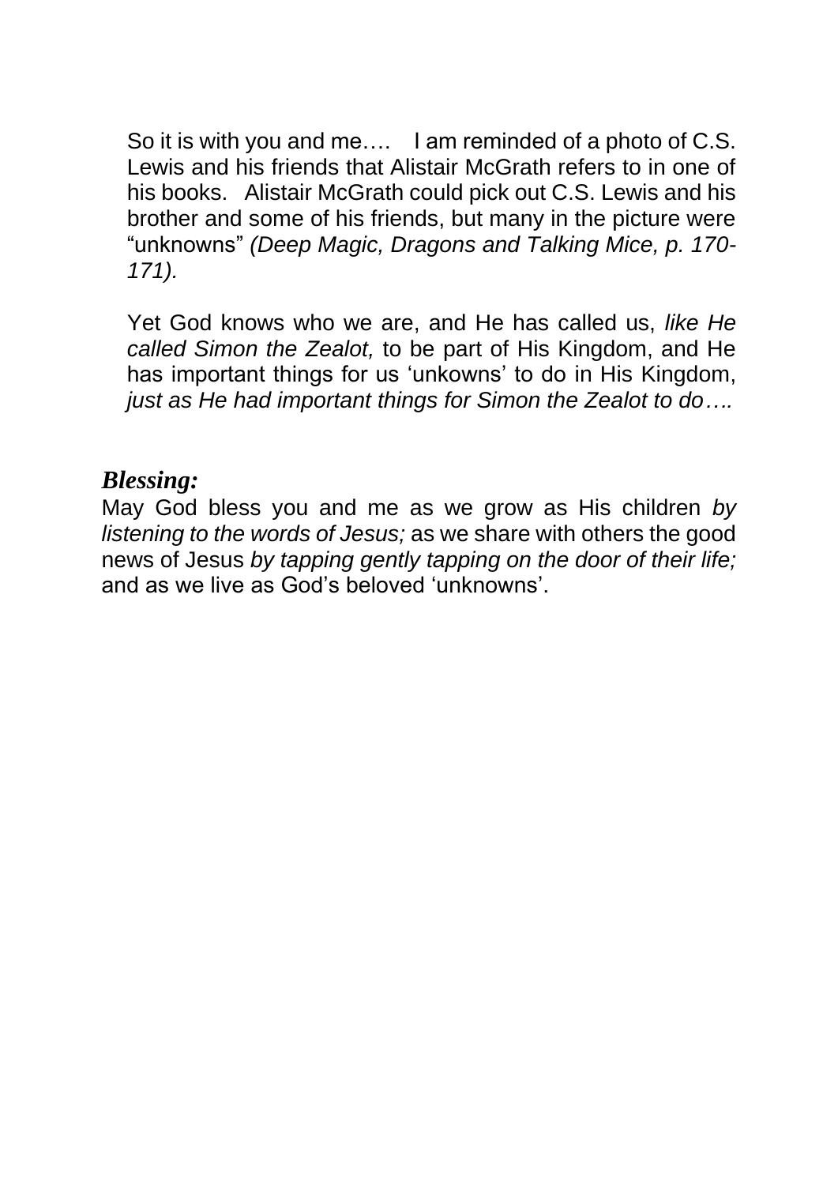So it is with you and me…. I am reminded of a photo of C.S. Lewis and his friends that Alistair McGrath refers to in one of his books. Alistair McGrath could pick out C.S. Lewis and his brother and some of his friends, but many in the picture were "unknowns" *(Deep Magic, Dragons and Talking Mice, p. 170-171).*

Yet God knows who we are, and He has called us, *like He called Simon the Zealot,* to be part of His Kingdom, and He has important things for us 'unkowns' to do in His Kingdom, *just as He had important things for Simon the Zealot to do….*

### *Blessing:*

May God bless you and me as we grow as His children *by listening to the words of Jesus;* as we share with others the good news of Jesus *by tapping gently tapping on the door of their life;* and as we live as God's beloved 'unknowns'.